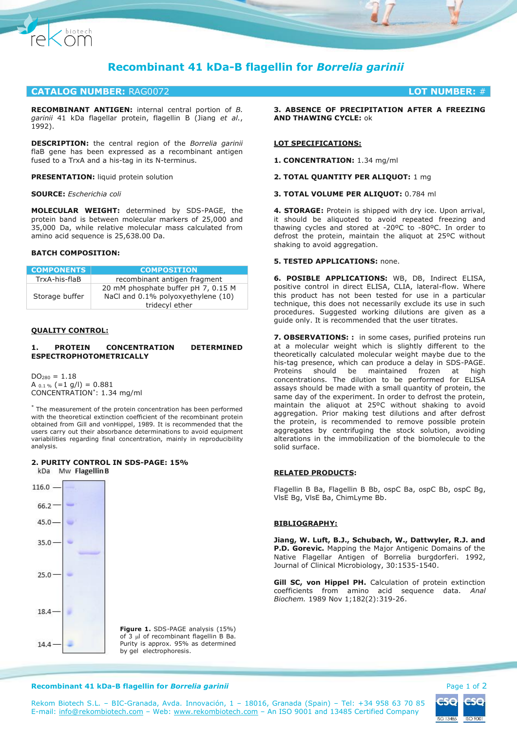# Recombinant 41 kDa-B flagellin for *Borrelia garinii*

## CATALOG NUMBER: RAG0072 — LOT NUMBER: #

**RECOMBINANT ANTIGEN:** internal central portion of *B. garinii* 41 kDa flagellar protein, flagellin B (Jiang *et al.*, 1992).

**DESCRIPTION:** the central region of the *Borrelia garinii* flaB gene has been expressed as a recombinant antigen fused to a TrxA and a his-tag in its N-terminus.

**PRESENTATION:** liquid protein solution

**SOURCE:** *Escherichia coli*

**MOLECULAR WEIGHT:** determined by SDS-PAGE, the protein band is between molecular markers of 25,000 and 35,000 Da, while relative molecular mass calculated from amino acid sequence is 25,638.00 Da.

**BATCH COMPOSITION:**

| COMPONENTS | COMPOSITION |
| --- | --- |
| TrxA-his-flaB | recombinant antigen fragment |
| Storage buffer | 20 mM phosphate buffer pH 7, 0.15 M NaCl and 0.1% polyoxyethylene (10) tridecyl ether |

**QUALITY CONTROL:**

**1. PROTEIN CONCENTRATION DETERMINED ESPECTROPHOTOMETRICALLY**

$DO_{280}$ = 1.18
$A_{0.1\%}$ (=1 g/l) = 0.881
CONCENTRATION*: 1.34 mg/ml

* The measurement of the protein concentration has been performed with the theoretical extinction coefficient of the recombinant protein obtained from Gill and vonHippel, 1989. It is recommended that the users carry out their absorbance determinations to avoid equipment variabilities regarding final concentration, mainly in reproducibility analysis.

**2. PURITY CONTROL IN SDS-PAGE: 15%**

kDa Mw **Flagellin B**

116.0, 66.2, 45.0, 35.0, 25.0, 18.4, 14.4

**Figure 1.** SDS-PAGE analysis (15%) of 3 µl of recombinant flagellin B Ba. Purity is approx. 95% as determined by gel electrophoresis.

**3. ABSENCE OF PRECIPITATION AFTER A FREEZING AND THAWING CYCLE:** ok

**LOT SPECIFICATIONS:**

**1. CONCENTRATION:** 1.34 mg/ml

**2. TOTAL QUANTITY PER ALIQUOT:** 1 mg

**3. TOTAL VOLUME PER ALIQUOT:** 0.784 ml

**4. STORAGE:** Protein is shipped with dry ice. Upon arrival, it should be aliquoted to avoid repeated freezing and thawing cycles and stored at -20ºC to -80ºC. In order to defrost the protein, maintain the aliquot at 25ºC without shaking to avoid aggregation.

**5. TESTED APPLICATIONS:** none.

**6. POSIBLE APPLICATIONS:** WB, DB, Indirect ELISA, positive control in direct ELISA, CLIA, lateral-flow. Where this product has not been tested for use in a particular technique, this does not necessarily exclude its use in such procedures. Suggested working dilutions are given as a guide only. It is recommended that the user titrates.

**7. OBSERVATIONS: :** in some cases, purified proteins run at a molecular weight which is slightly different to the theoretically calculated molecular weight maybe due to the his-tag presence, which can produce a delay in SDS-PAGE. Proteins should be maintained frozen at high concentrations. The dilution to be performed for ELISA assays should be made with a small quantity of protein, the same day of the experiment. In order to defrost the protein, maintain the aliquot at 25ºC without shaking to avoid aggregation. Prior making test dilutions and after defrost the protein, is recommended to remove possible protein aggregates by centrifuging the stock solution, avoiding alterations in the immobilization of the biomolecule to the solid surface.

**RELATED PRODUCTS:**

Flagellin B Ba, Flagellin B Bb, ospC Ba, ospC Bb, ospC Bg, VlsE Bg, VlsE Ba, ChimLyme Bb.

**BIBLIOGRAPHY:**

**Jiang, W. Luft, B.J., Schubach, W., Dattwyler, R.J. and P.D. Gorevic.** Mapping the Major Antigenic Domains of the Native Flagellar Antigen of Borrelia burgdorferi. 1992, Journal of Clinical Microbiology, 30:1535-1540.

**Gill SC, von Hippel PH.** Calculation of protein extinction coefficients from amino acid sequence data. *Anal Biochem.* 1989 Nov 1;182(2):319-26.

Rekom Biotech S.L. – BIC-Granada, Avda. Innovación, 1 – 18016, Granada (Spain) – Tel: +34 958 63 70 85
E-mail: info@rekombiotech.com – Web: www.rekombiotech.com – An ISO 9001 and 13485 Certified Company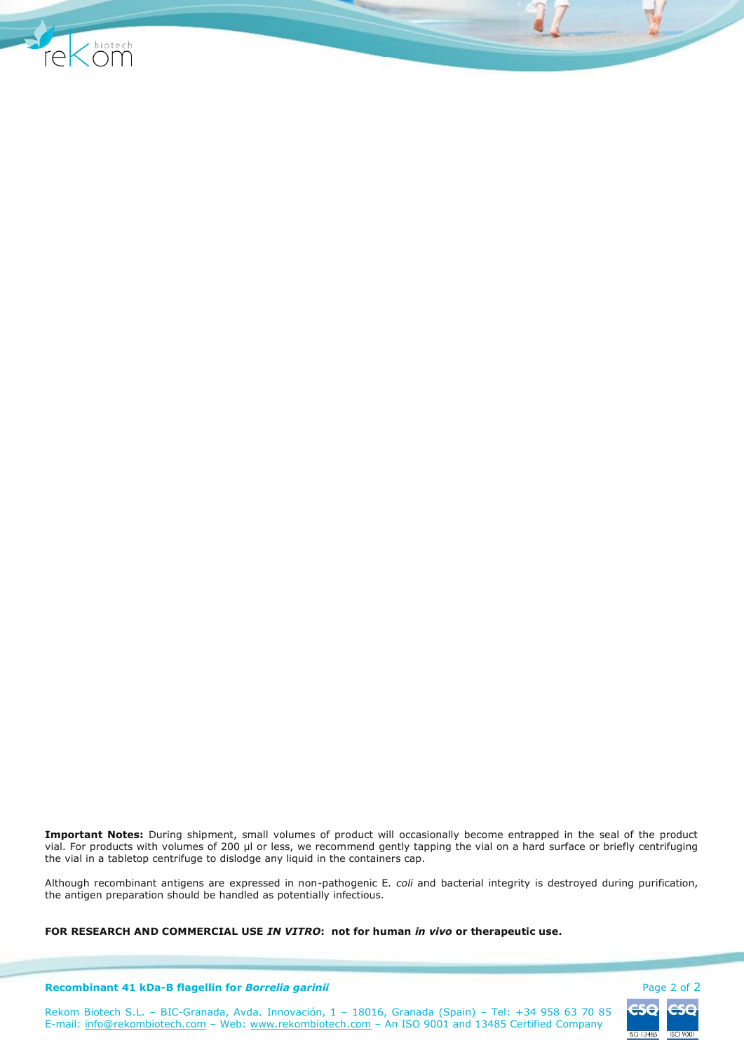**Important Notes:** During shipment, small volumes of product will occasionally become entrapped in the seal of the product vial. For products with volumes of 200 µl or less, we recommend gently tapping the vial on a hard surface or briefly centrifuging the vial in a tabletop centrifuge to dislodge any liquid in the containers cap.

Although recombinant antigens are expressed in non-pathogenic E. *coli* and bacterial integrity is destroyed during purification, the antigen preparation should be handled as potentially infectious.

**FOR RESEARCH AND COMMERCIAL USE *IN VITRO*: not for human *in vivo* or therapeutic use.**